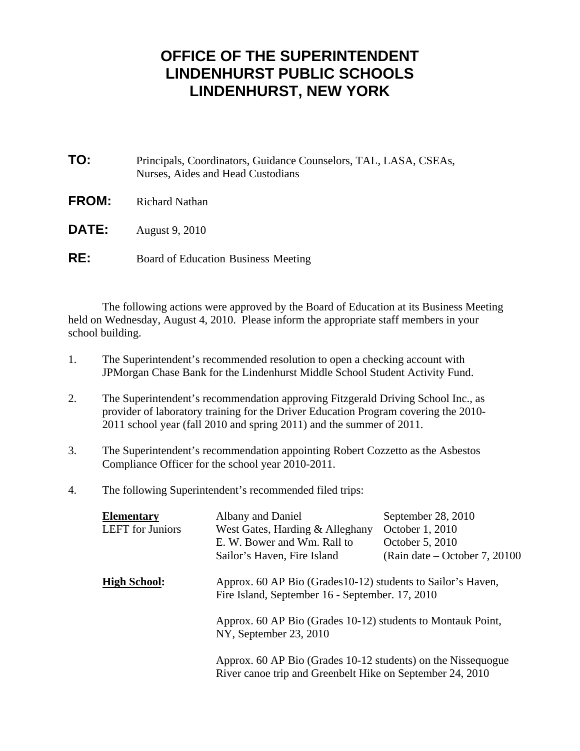# OFFICE OF THE SUPERINTENDENT
# LINDENHURST PUBLIC SCHOOLS
# LINDENHURST, NEW YORK

**TO:** Principals, Coordinators, Guidance Counselors, TAL, LASA, CSEAs, Nurses, Aides and Head Custodians

**FROM:** Richard Nathan

**DATE:** August 9, 2010

**RE:** Board of Education Business Meeting

The following actions were approved by the Board of Education at its Business Meeting held on Wednesday, August 4, 2010. Please inform the appropriate staff members in your school building.

1. The Superintendent's recommended resolution to open a checking account with JPMorgan Chase Bank for the Lindenhurst Middle School Student Activity Fund.

2. The Superintendent's recommendation approving Fitzgerald Driving School Inc., as provider of laboratory training for the Driver Education Program covering the 2010-2011 school year (fall 2010 and spring 2011) and the summer of 2011.

3. The Superintendent's recommendation appointing Robert Cozzetto as the Asbestos Compliance Officer for the school year 2010-2011.

4. The following Superintendent's recommended filed trips:

| | | |
|---|---|---|
| **Elementary** | Albany and Daniel | September 28, 2010 |
| LEFT for Juniors | West Gates, Harding & Alleghany | October 1, 2010 |
| | E. W. Bower and Wm. Rall to | October 5, 2010 |
| | Sailor's Haven, Fire Island | (Rain date – October 7, 20100 |

**High School:** Approx. 60 AP Bio (Grades10-12) students to Sailor's Haven, Fire Island, September 16 - September. 17, 2010

Approx. 60 AP Bio (Grades 10-12) students to Montauk Point, NY, September 23, 2010

Approx. 60 AP Bio (Grades 10-12 students) on the Nissequogue River canoe trip and Greenbelt Hike on September 24, 2010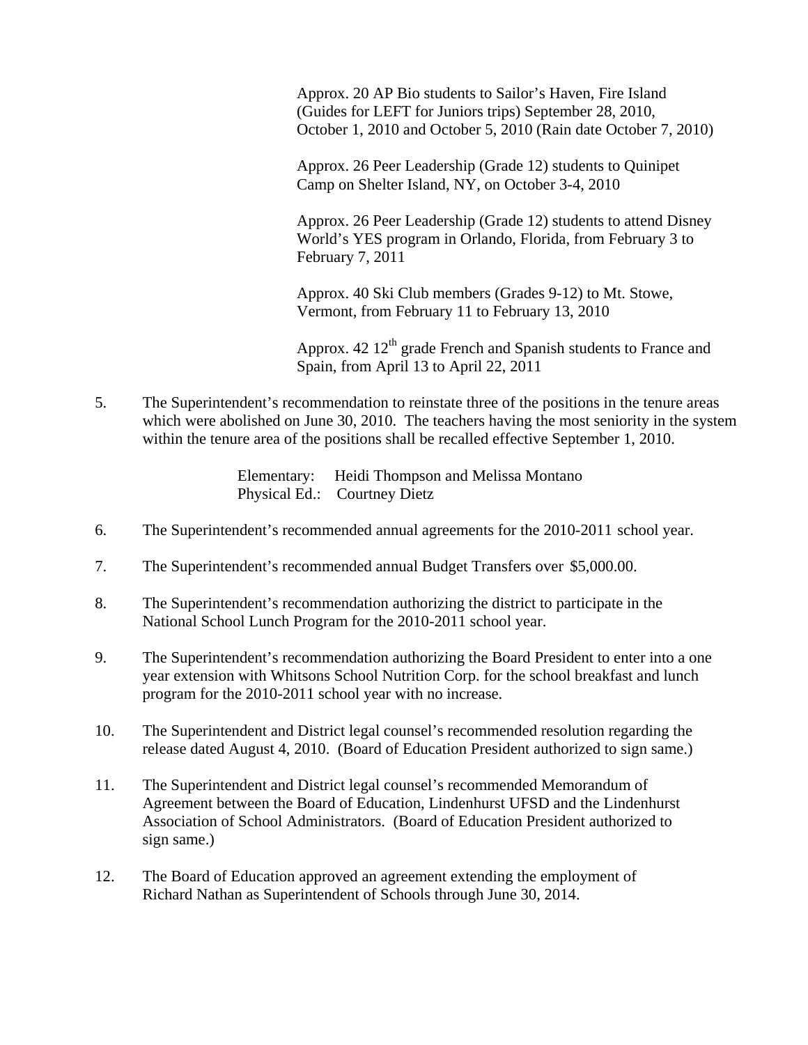Approx. 20 AP Bio students to Sailor's Haven, Fire Island (Guides for LEFT for Juniors trips) September 28, 2010, October 1, 2010 and October 5, 2010 (Rain date October 7, 2010)

Approx. 26 Peer Leadership (Grade 12) students to Quinipet Camp on Shelter Island, NY, on October 3-4, 2010

Approx. 26 Peer Leadership (Grade 12) students to attend Disney World's YES program in Orlando, Florida, from February 3 to February 7, 2011

Approx. 40 Ski Club members (Grades 9-12) to Mt. Stowe, Vermont, from February 11 to February 13, 2010

Approx. 42 12th grade French and Spanish students to France and Spain, from April 13 to April 22, 2011

5. The Superintendent's recommendation to reinstate three of the positions in the tenure areas which were abolished on June 30, 2010. The teachers having the most seniority in the system within the tenure area of the positions shall be recalled effective September 1, 2010.

   Elementary: Heidi Thompson and Melissa Montano
   Physical Ed.: Courtney Dietz

6. The Superintendent's recommended annual agreements for the 2010-2011 school year.

7. The Superintendent's recommended annual Budget Transfers over $5,000.00.

8. The Superintendent's recommendation authorizing the district to participate in the National School Lunch Program for the 2010-2011 school year.

9. The Superintendent's recommendation authorizing the Board President to enter into a one year extension with Whitsons School Nutrition Corp. for the school breakfast and lunch program for the 2010-2011 school year with no increase.

10. The Superintendent and District legal counsel's recommended resolution regarding the release dated August 4, 2010. (Board of Education President authorized to sign same.)

11. The Superintendent and District legal counsel's recommended Memorandum of Agreement between the Board of Education, Lindenhurst UFSD and the Lindenhurst Association of School Administrators. (Board of Education President authorized to sign same.)

12. The Board of Education approved an agreement extending the employment of Richard Nathan as Superintendent of Schools through June 30, 2014.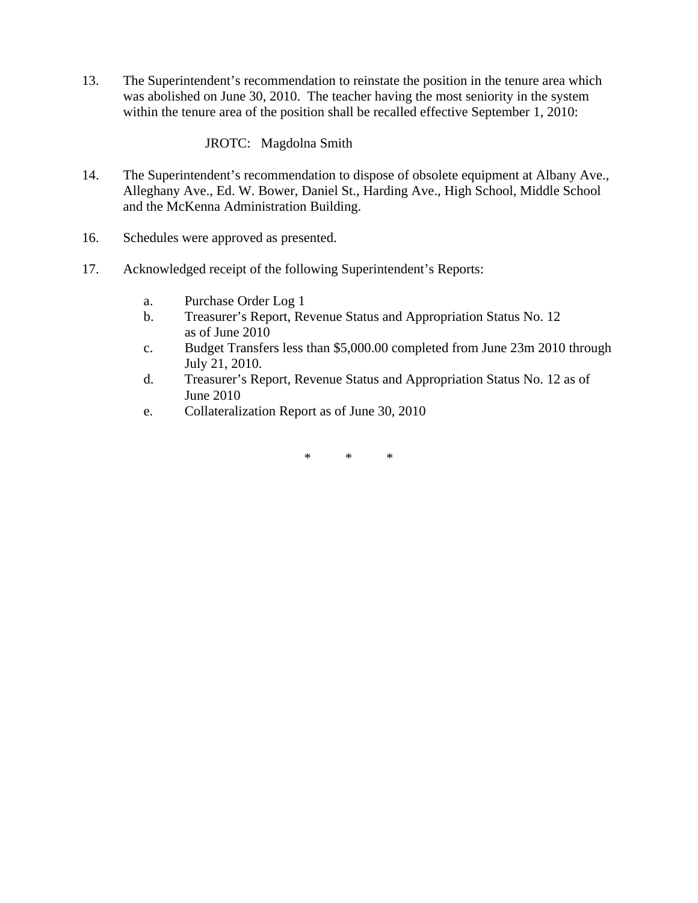13. The Superintendent's recommendation to reinstate the position in the tenure area which was abolished on June 30, 2010. The teacher having the most seniority in the system within the tenure area of the position shall be recalled effective September 1, 2010:

    JROTC: Magdolna Smith

14. The Superintendent's recommendation to dispose of obsolete equipment at Albany Ave., Alleghany Ave., Ed. W. Bower, Daniel St., Harding Ave., High School, Middle School and the McKenna Administration Building.

16. Schedules were approved as presented.

17. Acknowledged receipt of the following Superintendent's Reports:

    a. Purchase Order Log 1
    b. Treasurer's Report, Revenue Status and Appropriation Status No. 12 as of June 2010
    c. Budget Transfers less than $5,000.00 completed from June 23m 2010 through July 21, 2010.
    d. Treasurer's Report, Revenue Status and Appropriation Status No. 12 as of June 2010
    e. Collateralization Report as of June 30, 2010

\* \* \*